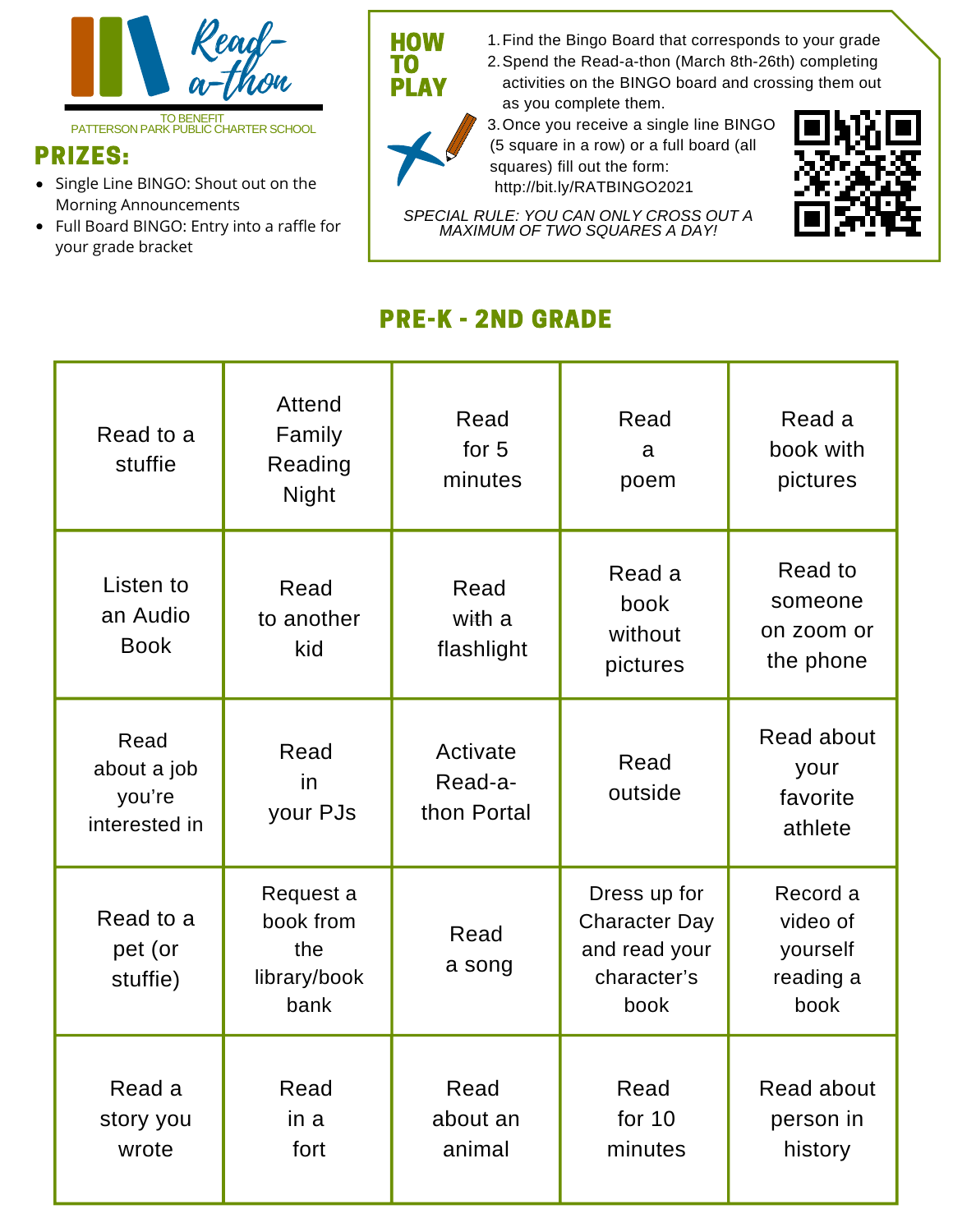# Read-a-thon

TO BENEFIT
PATTERSON PARK PUBLIC CHARTER SCHOOL

## PRIZES:

- Single Line BINGO: Shout out on the Morning Announcements
- Full Board BINGO: Entry into a raffle for your grade bracket

## HOW TO PLAY

1. Find the Bingo Board that corresponds to your grade
2. Spend the Read-a-thon (March 8th-26th) completing activities on the BINGO board and crossing them out as you complete them.
3. Once you receive a single line BINGO (5 square in a row) or a full board (all squares) fill out the form: http://bit.ly/RATBINGO2021

*SPECIAL RULE: YOU CAN ONLY CROSS OUT A MAXIMUM OF TWO SQUARES A DAY!*

## PRE-K - 2ND GRADE

| | | | | |
|---|---|---|---|---|
| Read to a stuffie | Attend Family Reading Night | Read for 5 minutes | Read a poem | Read a book with pictures |
| Listen to an Audio Book | Read to another kid | Read with a flashlight | Read a book without pictures | Read to someone on zoom or the phone |
| Read about a job you're interested in | Read in your PJs | Activate Read-a-thon Portal | Read outside | Read about your favorite athlete |
| Read to a pet (or stuffie) | Request a book from the library/book bank | Read a song | Dress up for Character Day and read your character's book | Record a video of yourself reading a book |
| Read a story you wrote | Read in a fort | Read about an animal | Read for 10 minutes | Read about person in history |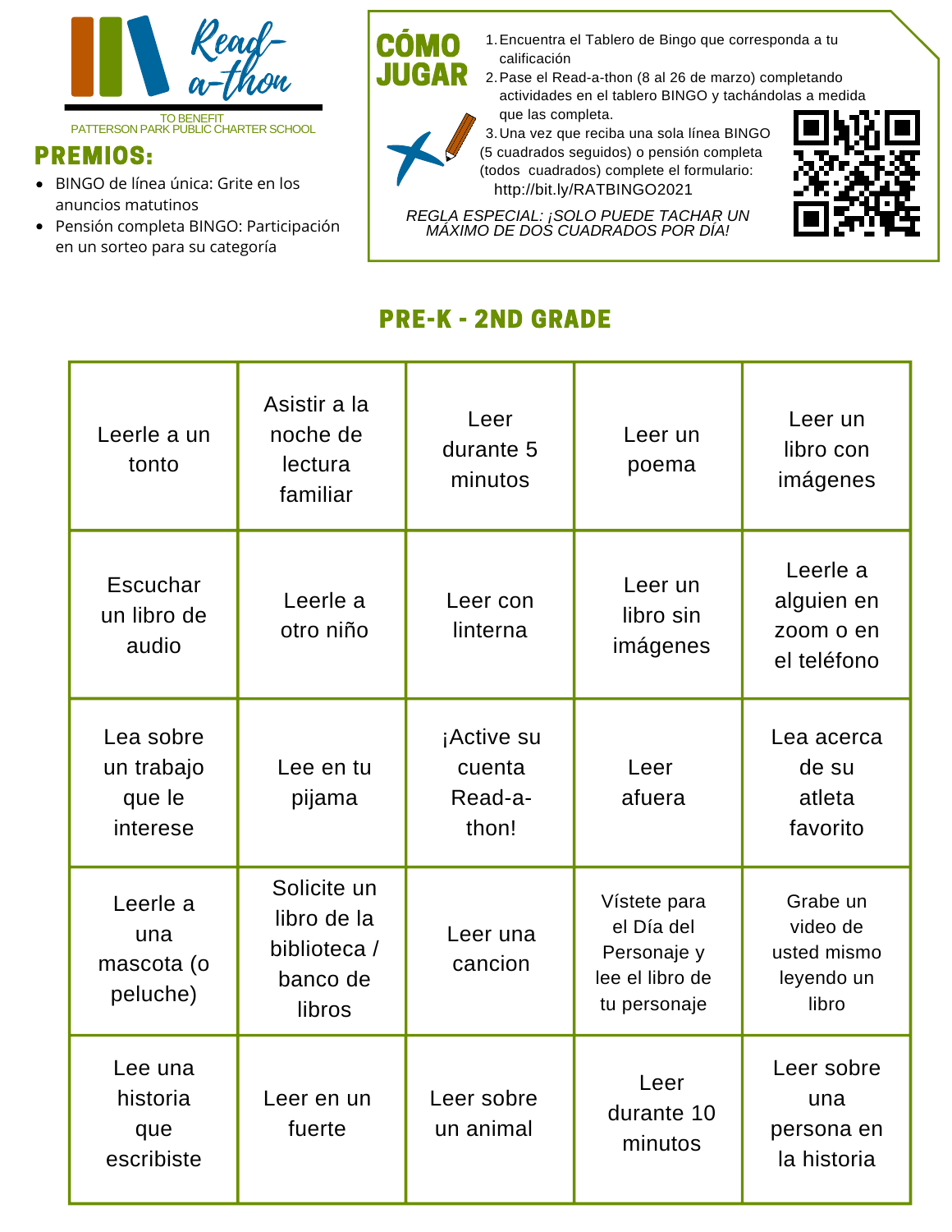# Read-a-thon

TO BENEFIT
PATTERSON PARK PUBLIC CHARTER SCHOOL

## PREMIOS:

- BINGO de línea única: Grite en los anuncios matutinos
- Pensión completa BINGO: Participación en un sorteo para su categoría

## CÓMO JUGAR

1. Encuentra el Tablero de Bingo que corresponda a tu calificación
2. Pase el Read-a-thon (8 al 26 de marzo) completando actividades en el tablero BINGO y tachándolas a medida que las completa.
3. Una vez que reciba una sola línea BINGO (5 cuadrados seguidos) o pensión completa (todos cuadrados) complete el formulario: http://bit.ly/RATBINGO2021

*REGLA ESPECIAL: ¡SOLO PUEDE TACHAR UN MÁXIMO DE DOS CUADRADOS POR DÍA!*

## PRE-K - 2ND GRADE

| | | | | |
|---|---|---|---|---|
| Leerle a un tonto | Asistir a la noche de lectura familiar | Leer durante 5 minutos | Leer un poema | Leer un libro con imágenes |
| Escuchar un libro de audio | Leerle a otro niño | Leer con linterna | Leer un libro sin imágenes | Leerle a alguien en zoom o en el teléfono |
| Lea sobre un trabajo que le interese | Lee en tu pijama | ¡Active su cuenta Read-a-thon! | Leer afuera | Lea acerca de su atleta favorito |
| Leerle a una mascota (o peluche) | Solicite un libro de la biblioteca / banco de libros | Leer una cancion | Vístete para el Día del Personaje y lee el libro de tu personaje | Grabe un video de usted mismo leyendo un libro |
| Lee una historia que escribiste | Leer en un fuerte | Leer sobre un animal | Leer durante 10 minutos | Leer sobre una persona en la historia |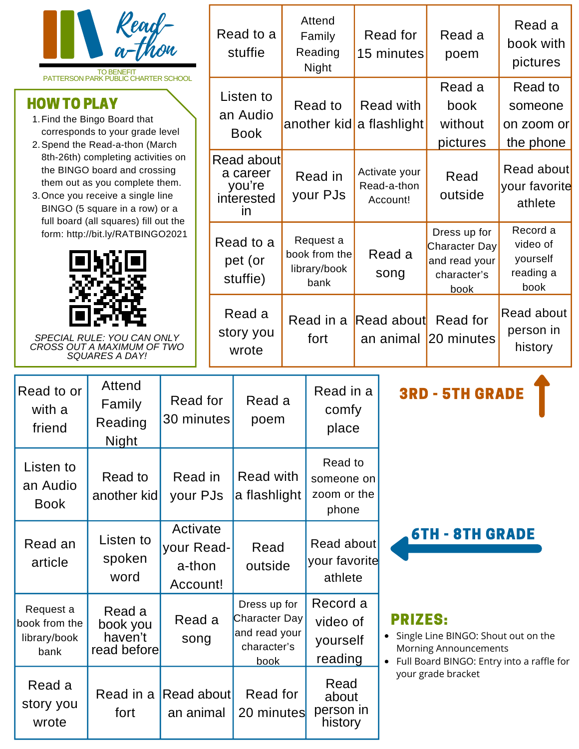# Read-a-thon

TO BENEFIT
PATTERSON PARK PUBLIC CHARTER SCHOOL

## HOW TO PLAY

1. Find the Bingo Board that corresponds to your grade level
2. Spend the Read-a-thon (March 8th-26th) completing activities on the BINGO board and crossing them out as you complete them.
3. Once you receive a single line BINGO (5 square in a row) or a full board (all squares) fill out the form: http://bit.ly/RATBINGO2021

*SPECIAL RULE: YOU CAN ONLY CROSS OUT A MAXIMUM OF TWO SQUARES A DAY!*

## 3RD - 5TH GRADE

| | | | | |
|---|---|---|---|---|
| Read to a stuffie | Attend Family Reading Night | Read for 15 minutes | Read a poem | Read a book with pictures |
| Listen to an Audio Book | Read to another kid | Read with a flashlight | Read a book without pictures | Read to someone on zoom or the phone |
| Read about a career you're interested in | Read in your PJs | Activate your Read-a-thon Account! | Read outside | Read about your favorite athlete |
| Read to a pet (or stuffie) | Request a book from the library/book bank | Read a song | Dress up for Character Day and read your character's book | Record a video of yourself reading a book |
| Read a story you wrote | Read in a fort | Read about an animal | Read for 20 minutes | Read about person in history |

## 6TH - 8TH GRADE

| | | | | |
|---|---|---|---|---|
| Read to or with a friend | Attend Family Reading Night | Read for 30 minutes | Read a poem | Read in a comfy place |
| Listen to an Audio Book | Read to another kid | Read in your PJs | Read with a flashlight | Read to someone on zoom or the phone |
| Read an article | Listen to spoken word | Activate your Read-a-thon Account! | Read outside | Read about your favorite athlete |
| Request a book from the library/book bank | Read a book you haven't read before | Read a song | Dress up for Character Day and read your character's book | Record a video of yourself reading |
| Read a story you wrote | Read in a fort | Read about an animal | Read for 20 minutes | Read about person in history |

## PRIZES:

- Single Line BINGO: Shout out on the Morning Announcements
- Full Board BINGO: Entry into a raffle for your grade bracket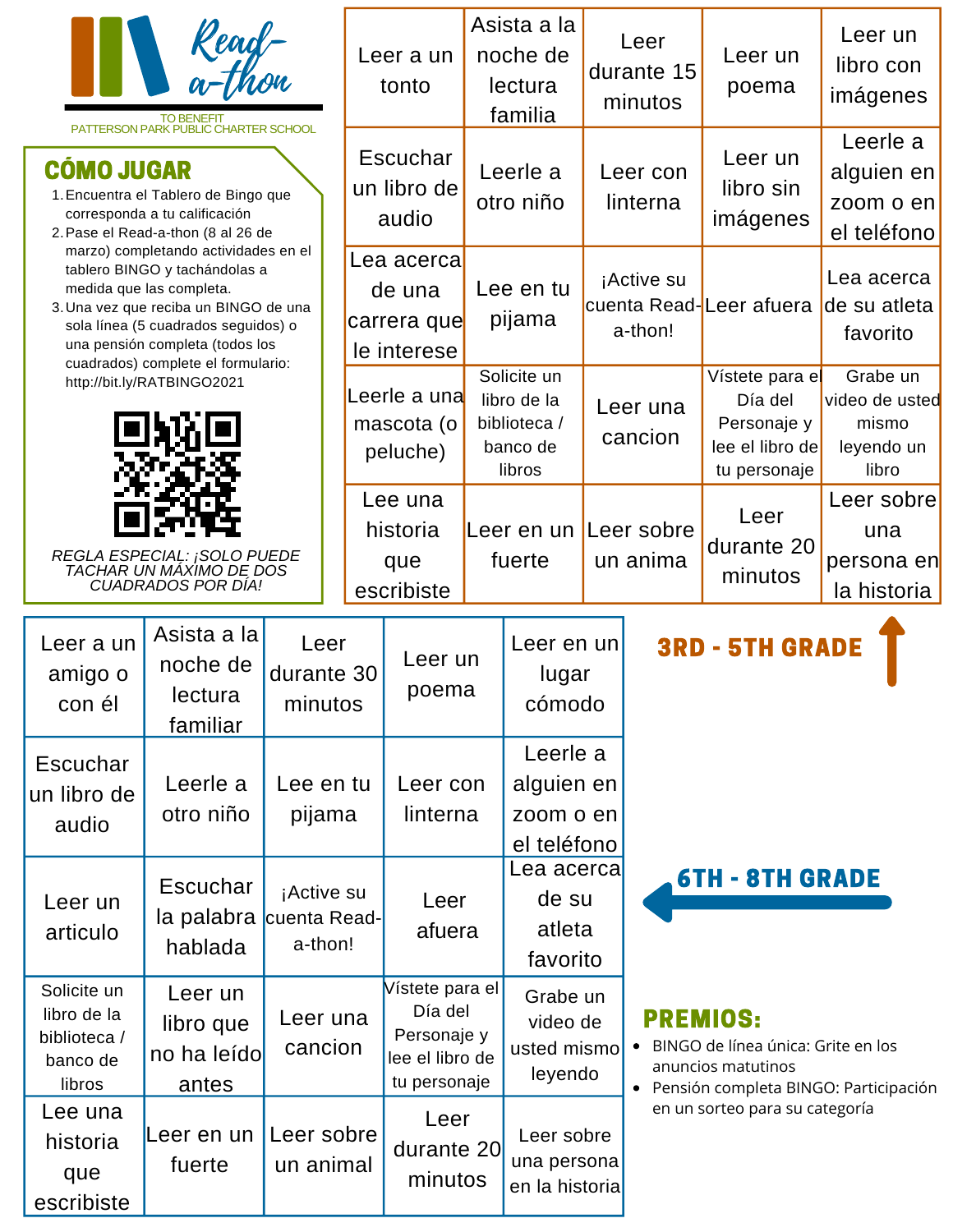# Read-a-thon

TO BENEFIT
PATTERSON PARK PUBLIC CHARTER SCHOOL

## CÓMO JUGAR

1. Encuentra el Tablero de Bingo que corresponda a tu calificación
2. Pase el Read-a-thon (8 al 26 de marzo) completando actividades en el tablero BINGO y tachándolas a medida que las completa.
3. Una vez que reciba un BINGO de una sola línea (5 cuadrados seguidos) o una pensión completa (todos los cuadrados) complete el formulario: http://bit.ly/RATBINGO2021

*REGLA ESPECIAL: ¡SOLO PUEDE TACHAR UN MÁXIMO DE DOS CUADRADOS POR DÍA!*

## 3RD - 5TH GRADE

| | | | | |
|---|---|---|---|---|
| Leer a un tonto | Asista a la noche de lectura familia | Leer durante 15 minutos | Leer un poema | Leer un libro con imágenes |
| Escuchar un libro de audio | Leerle a otro niño | Leer con linterna | Leer un libro sin imágenes | Leerle a alguien en zoom o en el teléfono |
| Lea acerca de una carrera que le interese | Lee en tu pijama | ¡Active su cuenta Read-a-thon! | Leer afuera | Lea acerca de su atleta favorito |
| Leerle a una mascota (o peluche) | Solicite un libro de la biblioteca / banco de libros | Leer una cancion | Vístete para el Día del Personaje y lee el libro de tu personaje | Grabe un video de usted mismo leyendo un libro |
| Lee una historia que escribiste | Leer en un fuerte | Leer sobre un anima | Leer durante 20 minutos | Leer sobre una persona en la historia |

## 6TH - 8TH GRADE

| | | | | |
|---|---|---|---|---|
| Leer a un amigo o con él | Asista a la noche de lectura familiar | Leer durante 30 minutos | Leer un poema | Leer en un lugar cómodo |
| Escuchar un libro de audio | Leerle a otro niño | Lee en tu pijama | Leer con linterna | Leerle a alguien en zoom o en el teléfono |
| Leer un articulo | Escuchar la palabra hablada | ¡Active su cuenta Read-a-thon! | Leer afuera | Lea acerca de su atleta favorito |
| Solicite un libro de la biblioteca / banco de libros | Leer un libro que no ha leído antes | Leer una cancion | Vístete para el Día del Personaje y lee el libro de tu personaje | Grabe un video de usted mismo leyendo |
| Lee una historia que escribiste | Leer en un fuerte | Leer sobre un animal | Leer durante 20 minutos | Leer sobre una persona en la historia |

## PREMIOS:

- BINGO de línea única: Grite en los anuncios matutinos
- Pensión completa BINGO: Participación en un sorteo para su categoría